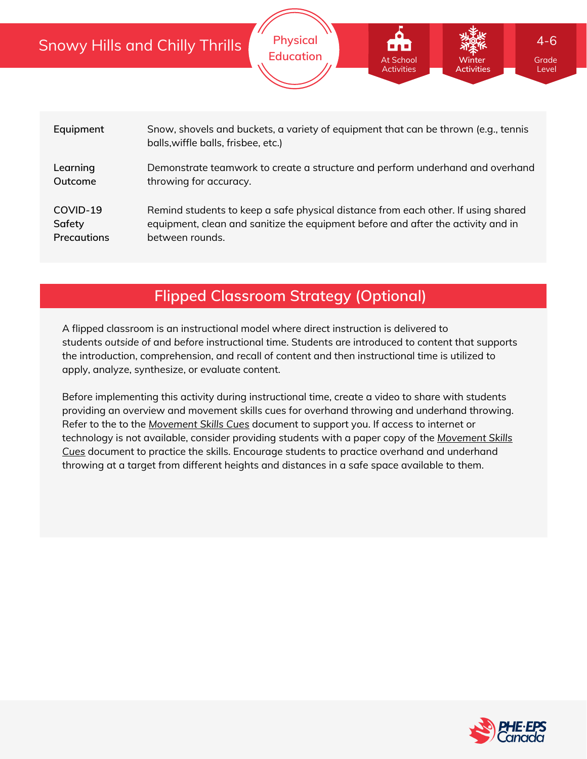# Snowy Hills and Chilly Thrills

Physical Education

At School Activities | Winter Activities | 4-6 Grade Level

| | |
|---|---|
| **Equipment** | Snow, shovels and buckets, a variety of equipment that can be thrown (e.g., tennis balls,wiffle balls, frisbee, etc.) |
| **Learning Outcome** | Demonstrate teamwork to create a structure and perform underhand and overhand throwing for accuracy. |
| **COVID-19 Safety Precautions** | Remind students to keep a safe physical distance from each other. If using shared equipment, clean and sanitize the equipment before and after the activity and in between rounds. |

## Flipped Classroom Strategy (Optional)

A flipped classroom is an instructional model where direct instruction is delivered to students *outside of* and *before* instructional time. Students are introduced to content that supports the introduction, comprehension, and recall of content and then instructional time is utilized to apply, analyze, synthesize, or evaluate content.

Before implementing this activity during instructional time, create a video to share with students providing an overview and movement skills cues for overhand throwing and underhand throwing. Refer to the to the *Movement Skills Cues* document to support you. If access to internet or technology is not available, consider providing students with a paper copy of the *Movement Skills Cues* document to practice the skills. Encourage students to practice overhand and underhand throwing at a target from different heights and distances in a safe space available to them.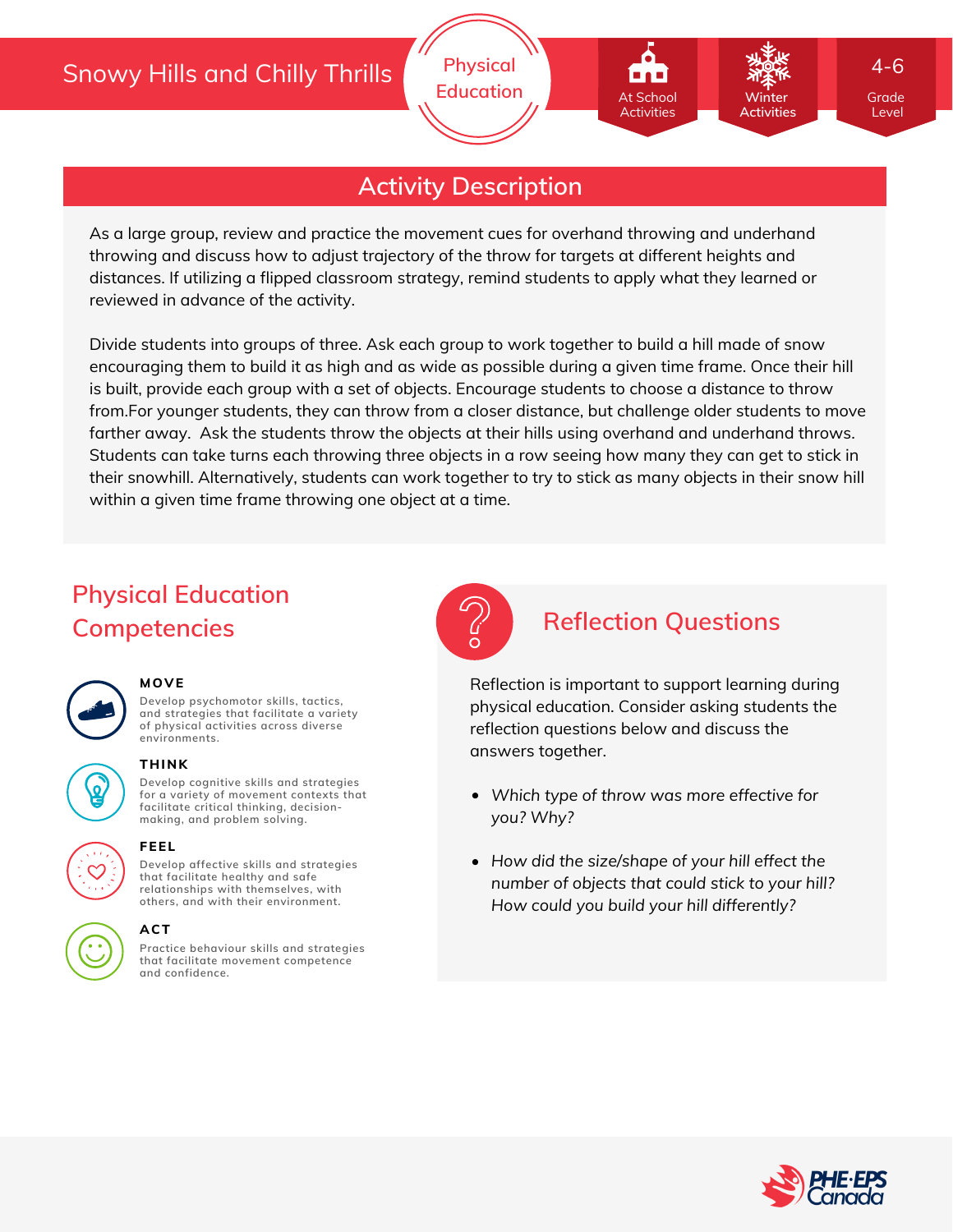# Snowy Hills and Chilly Thrills

Physical Education

At School Activities | Winter Activities | 4-6 Grade Level

## Activity Description

As a large group, review and practice the movement cues for overhand throwing and underhand throwing and discuss how to adjust trajectory of the throw for targets at different heights and distances. If utilizing a flipped classroom strategy, remind students to apply what they learned or reviewed in advance of the activity.

Divide students into groups of three. Ask each group to work together to build a hill made of snow encouraging them to build it as high and as wide as possible during a given time frame. Once their hill is built, provide each group with a set of objects. Encourage students to choose a distance to throw from.For younger students, they can throw from a closer distance, but challenge older students to move farther away. Ask the students throw the objects at their hills using overhand and underhand throws. Students can take turns each throwing three objects in a row seeing how many they can get to stick in their snowhill. Alternatively, students can work together to try to stick as many objects in their snow hill within a given time frame throwing one object at a time.

## Physical Education Competencies

**MOVE**

Develop psychomotor skills, tactics, and strategies that facilitate a variety of physical activities across diverse environments.

**THINK**

Develop cognitive skills and strategies for a variety of movement contexts that facilitate critical thinking, decision-making, and problem solving.

**FEEL**

Develop affective skills and strategies that facilitate healthy and safe relationships with themselves, with others, and with their environment.

**ACT**

Practice behaviour skills and strategies that facilitate movement competence and confidence.

## Reflection Questions

Reflection is important to support learning during physical education. Consider asking students the reflection questions below and discuss the answers together.

- *Which type of throw was more effective for you? Why?*
- *How did the size/shape of your hill effect the number of objects that could stick to your hill? How could you build your hill differently?*

PHE·EPS Canada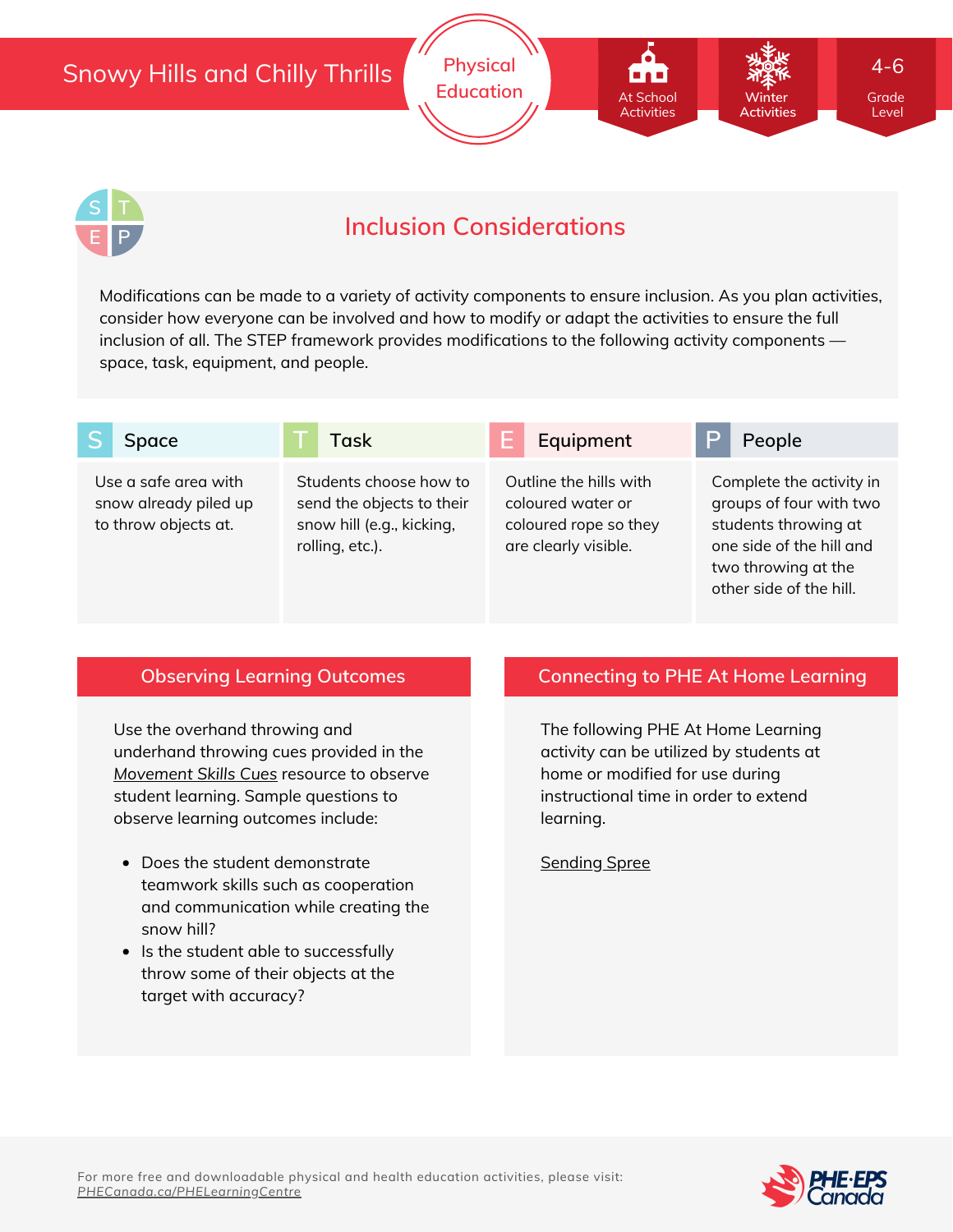# Inclusion Considerations

Modifications can be made to a variety of activity components to ensure inclusion. As you plan activities, consider how everyone can be involved and how to modify or adapt the activities to ensure the full inclusion of all. The STEP framework provides modifications to the following activity components — space, task, equipment, and people.

| S Space | T Task | E Equipment | P People |
|---|---|---|---|
| Use a safe area with snow already piled up to throw objects at. | Students choose how to send the objects to their snow hill (e.g., kicking, rolling, etc.). | Outline the hills with coloured water or coloured rope so they are clearly visible. | Complete the activity in groups of four with two students throwing at one side of the hill and two throwing at the other side of the hill. |

## Observing Learning Outcomes

Use the overhand throwing and underhand throwing cues provided in the *Movement Skills Cues* resource to observe student learning. Sample questions to observe learning outcomes include:

- Does the student demonstrate teamwork skills such as cooperation and communication while creating the snow hill?
- Is the student able to successfully throw some of their objects at the target with accuracy?

## Connecting to PHE At Home Learning

The following PHE At Home Learning activity can be utilized by students at home or modified for use during instructional time in order to extend learning.

Sending Spree

For more free and downloadable physical and health education activities, please visit: PHECanada.ca/PHELearningCentre